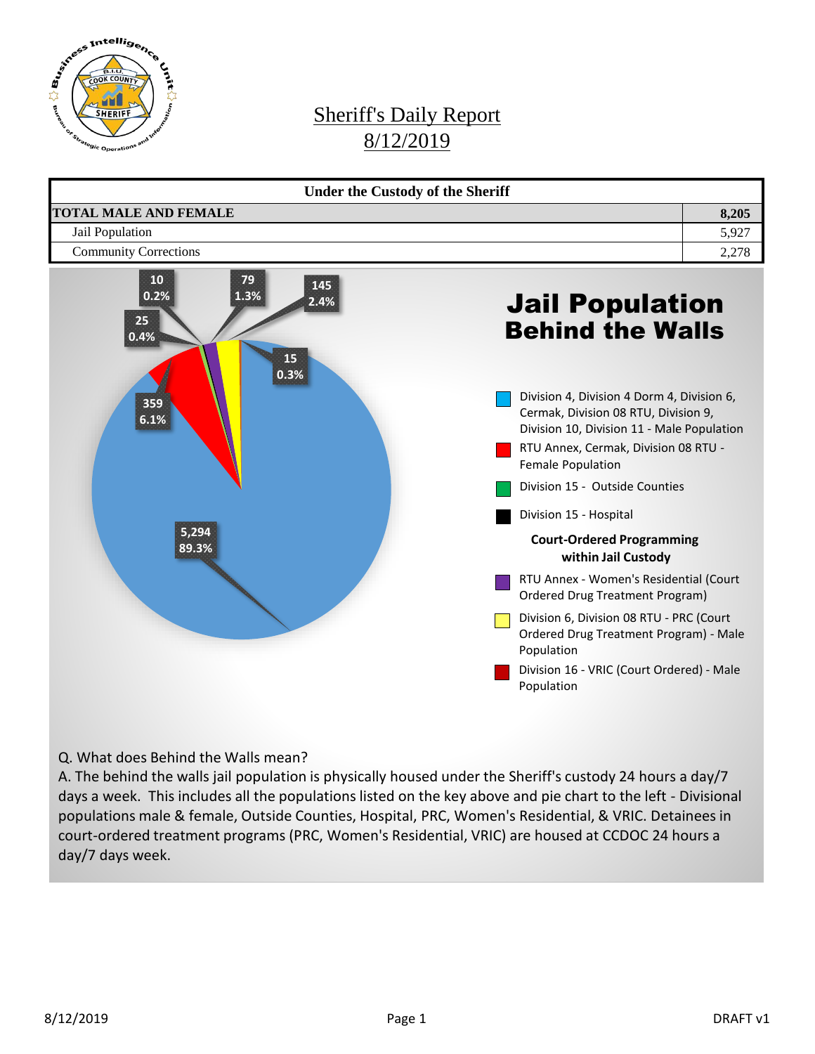# Sheriff's Daily Report
## 8/12/2019

| Under the Custody of the Sheriff | |
|---|---|
| **TOTAL MALE AND FEMALE** | **8,205** |
| Jail Population | 5,927 |
| Community Corrections | 2,278 |

## Jail Population Behind the Walls

| Category | Count | Percent |
|---|---|---|
| Division 4, Division 4 Dorm 4, Division 6, Cermak, Division 08 RTU, Division 9, Division 10, Division 11 - Male Population | 5,294 | 89.3% |
| RTU Annex, Cermak, Division 08 RTU - Female Population | 359 | 6.1% |
| Division 15 - Outside Counties | 25 | 0.4% |
| Division 15 - Hospital | 10 | 0.2% |
| **Court-Ordered Programming within Jail Custody** | | |
| RTU Annex - Women's Residential (Court Ordered Drug Treatment Program) | 79 | 1.3% |
| Division 6, Division 08 RTU - PRC (Court Ordered Drug Treatment Program) - Male Population | 145 | 2.4% |
| Division 16 - VRIC (Court Ordered) - Male Population | 15 | 0.3% |

Q. What does Behind the Walls mean?

A. The behind the walls jail population is physically housed under the Sheriff's custody 24 hours a day/7 days a week. This includes all the populations listed on the key above and pie chart to the left - Divisional populations male & female, Outside Counties, Hospital, PRC, Women's Residential, & VRIC. Detainees in court-ordered treatment programs (PRC, Women's Residential, VRIC) are housed at CCDOC 24 hours a day/7 days week.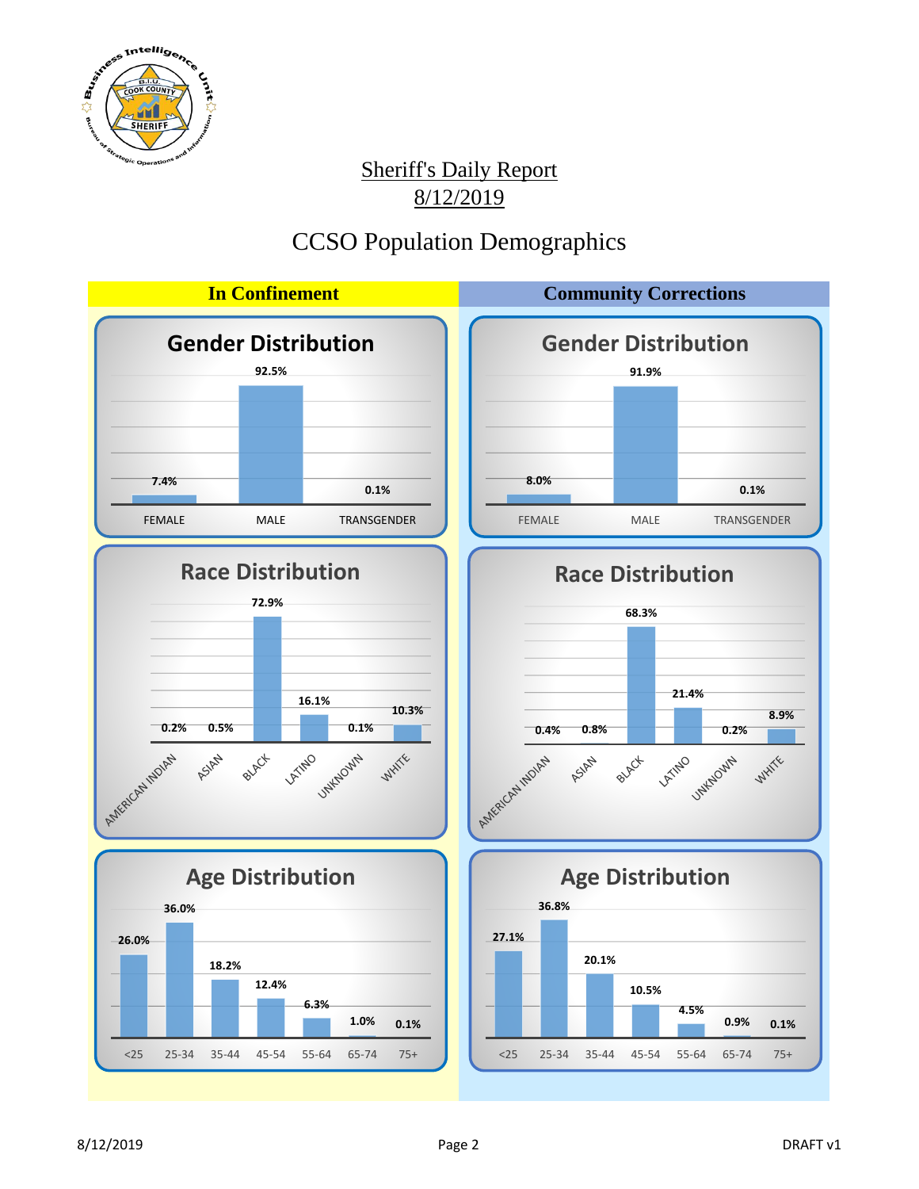Sheriff's Daily Report
8/12/2019

# CCSO Population Demographics

## In Confinement

### Gender Distribution

92.5%
7.4%
0.1%
FEMALE
MALE
TRANSGENDER

### Race Distribution

72.9%
16.1%
10.3%
0.2%
0.5%
0.1%
AMERICAN INDIAN
ASIAN
BLACK
LATINO
UNKNOWN
WHITE

### Age Distribution

36.0%
26.0%
18.2%
12.4%
6.3%
1.0%
0.1%
<25
25-34
35-44
45-54
55-64
65-74
75+

## Community Corrections

### Gender Distribution

91.9%
8.0%
0.1%
FEMALE
MALE
TRANSGENDER

### Race Distribution

68.3%
21.4%
8.9%
0.4%
0.8%
0.2%
AMERICAN INDIAN
ASIAN
BLACK
LATINO
UNKNOWN
WHITE

### Age Distribution

36.8%
27.1%
20.1%
10.5%
4.5%
0.9%
0.1%
<25
25-34
35-44
45-54
55-64
65-74
75+